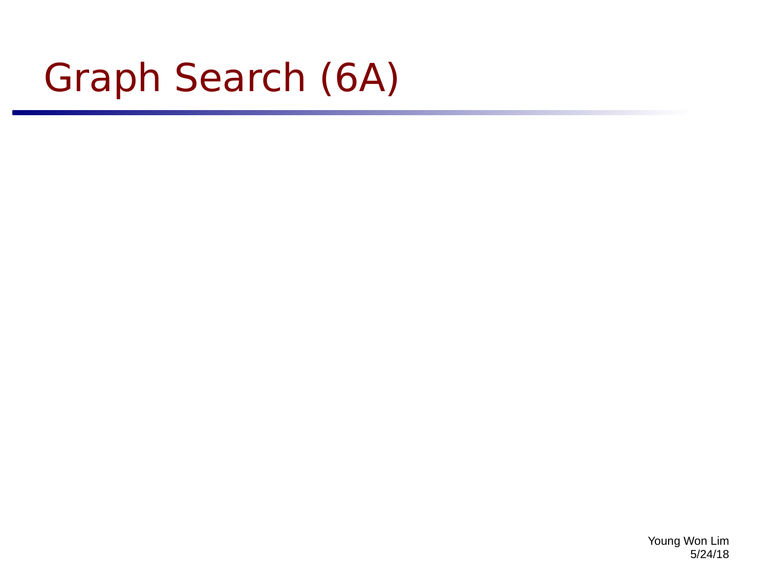# Graph Search (6A)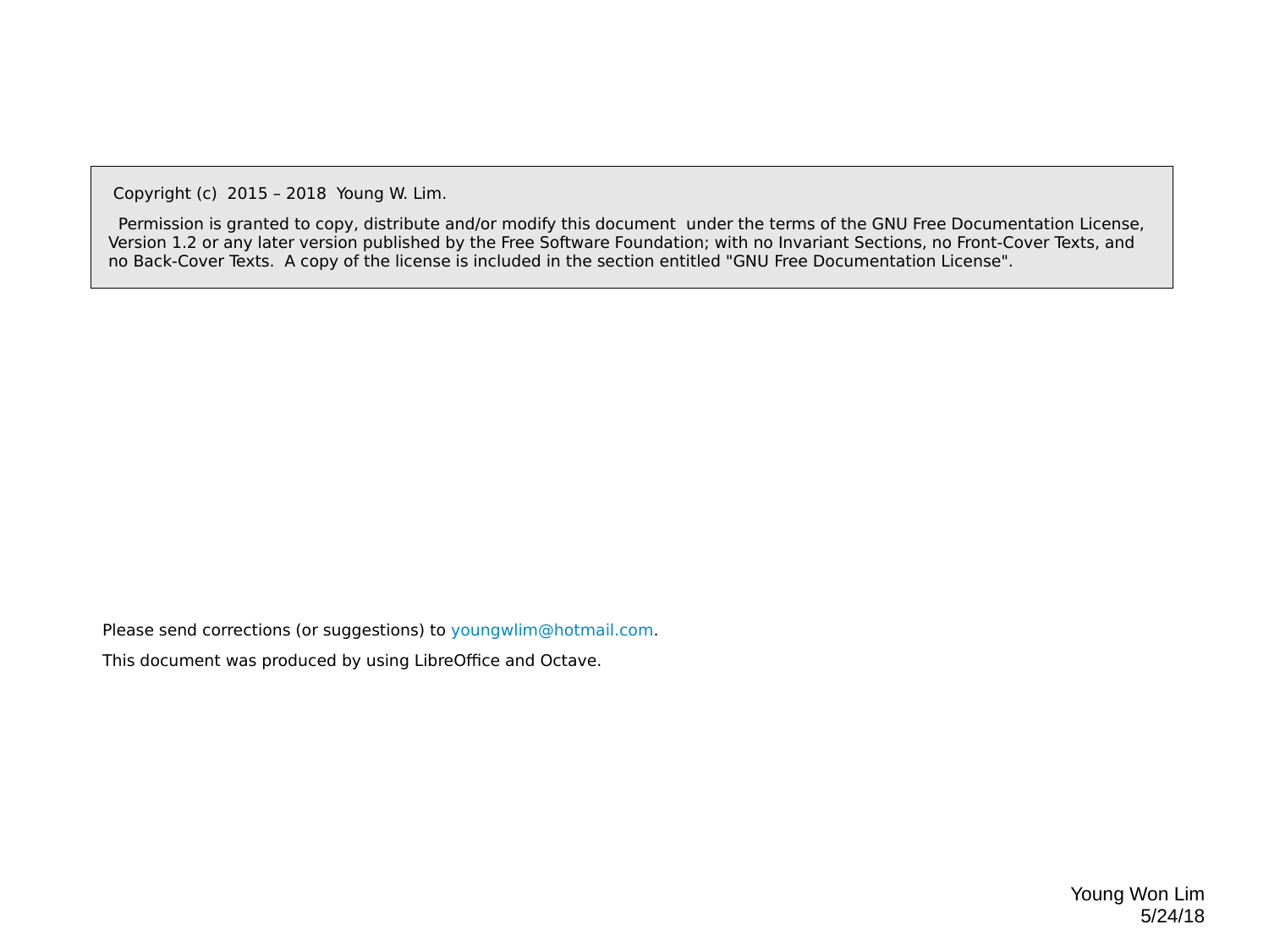Copyright (c) 2015 – 2018 Young W. Lim.

Permission is granted to copy, distribute and/or modify this document under the terms of the GNU Free Documentation License, Version 1.2 or any later version published by the Free Software Foundation; with no Invariant Sections, no Front-Cover Texts, and no Back-Cover Texts. A copy of the license is included in the section entitled "GNU Free Documentation License".

Please send corrections (or suggestions) to youngwlim@hotmail.com.

This document was produced by using LibreOffice and Octave.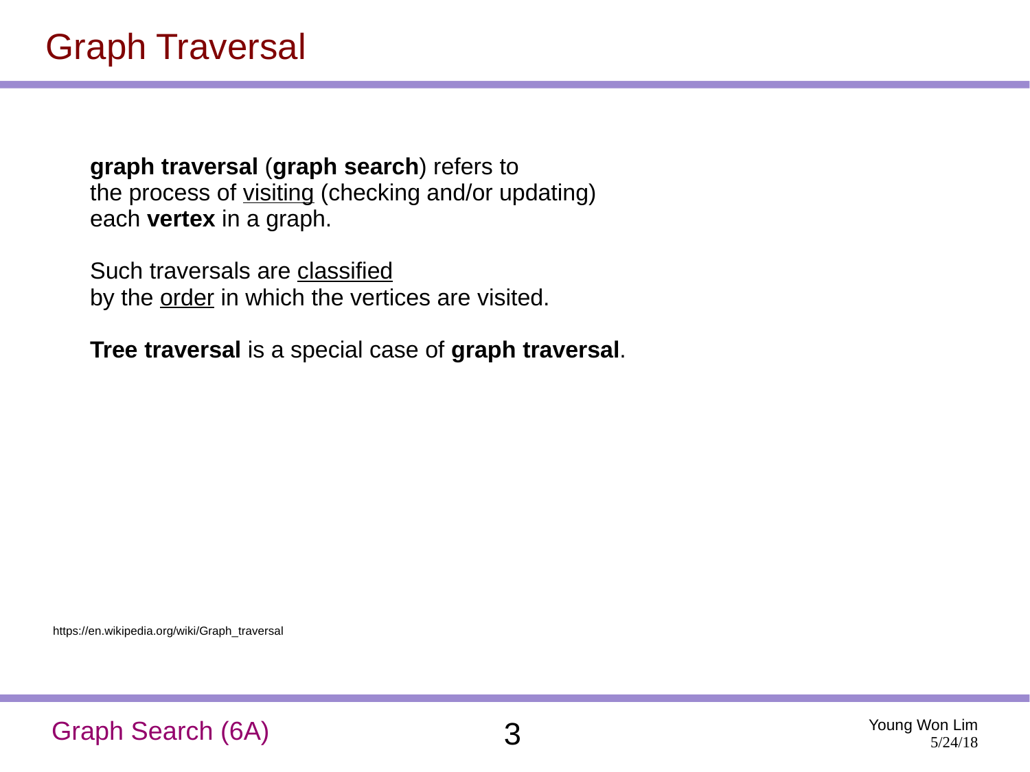# Graph Traversal

**graph traversal** (**graph search**) refers to the process of visiting (checking and/or updating) each **vertex** in a graph.

Such traversals are classified by the order in which the vertices are visited.

**Tree traversal** is a special case of **graph traversal**.

https://en.wikipedia.org/wiki/Graph_traversal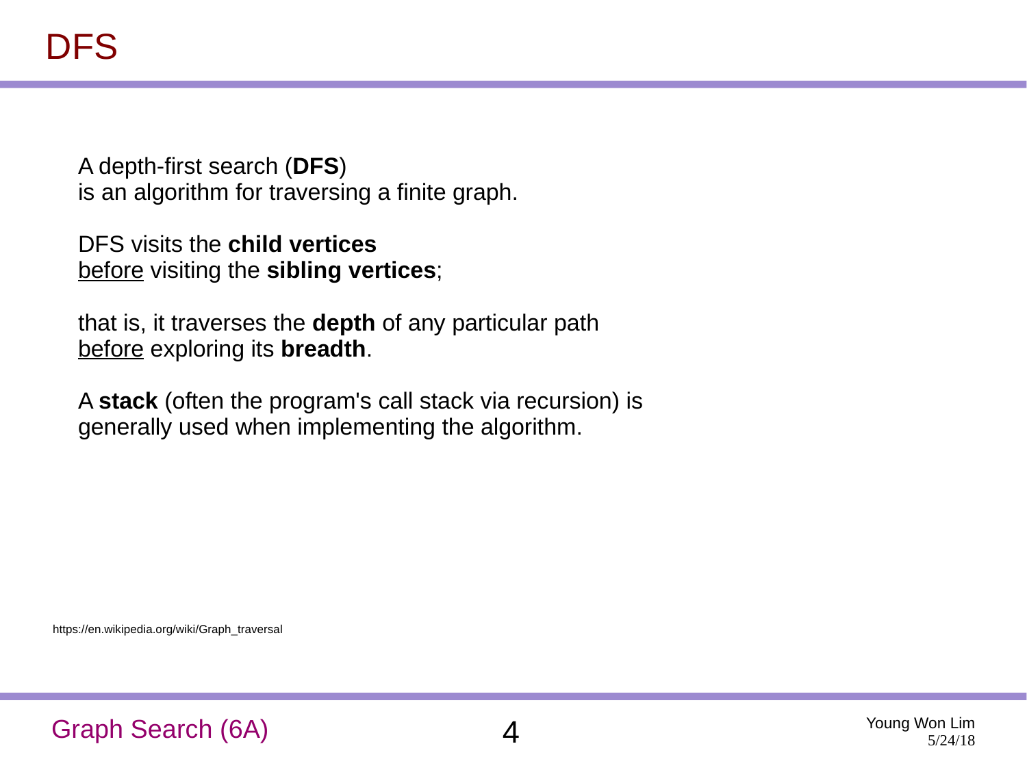# DFS

A depth-first search (**DFS**)
is an algorithm for traversing a finite graph.

DFS visits the **child vertices**
<u>before</u> visiting the **sibling vertices**;

that is, it traverses the **depth** of any particular path
<u>before</u> exploring its **breadth**.

A **stack** (often the program's call stack via recursion) is
generally used when implementing the algorithm.

https://en.wikipedia.org/wiki/Graph_traversal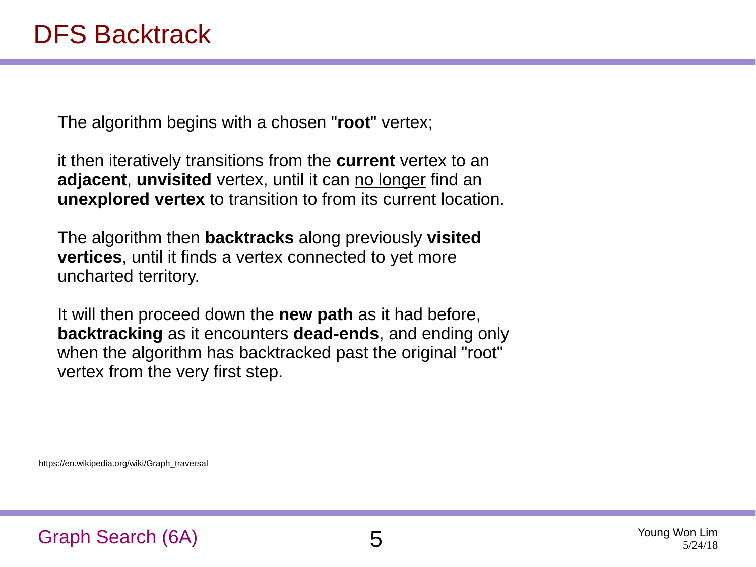# DFS Backtrack

The algorithm begins with a chosen "**root**" vertex;

it then iteratively transitions from the **current** vertex to an **adjacent**, **unvisited** vertex, until it can no longer find an **unexplored vertex** to transition to from its current location.

The algorithm then **backtracks** along previously **visited vertices**, until it finds a vertex connected to yet more uncharted territory.

It will then proceed down the **new path** as it had before, **backtracking** as it encounters **dead-ends**, and ending only when the algorithm has backtracked past the original "root" vertex from the very first step.

https://en.wikipedia.org/wiki/Graph_traversal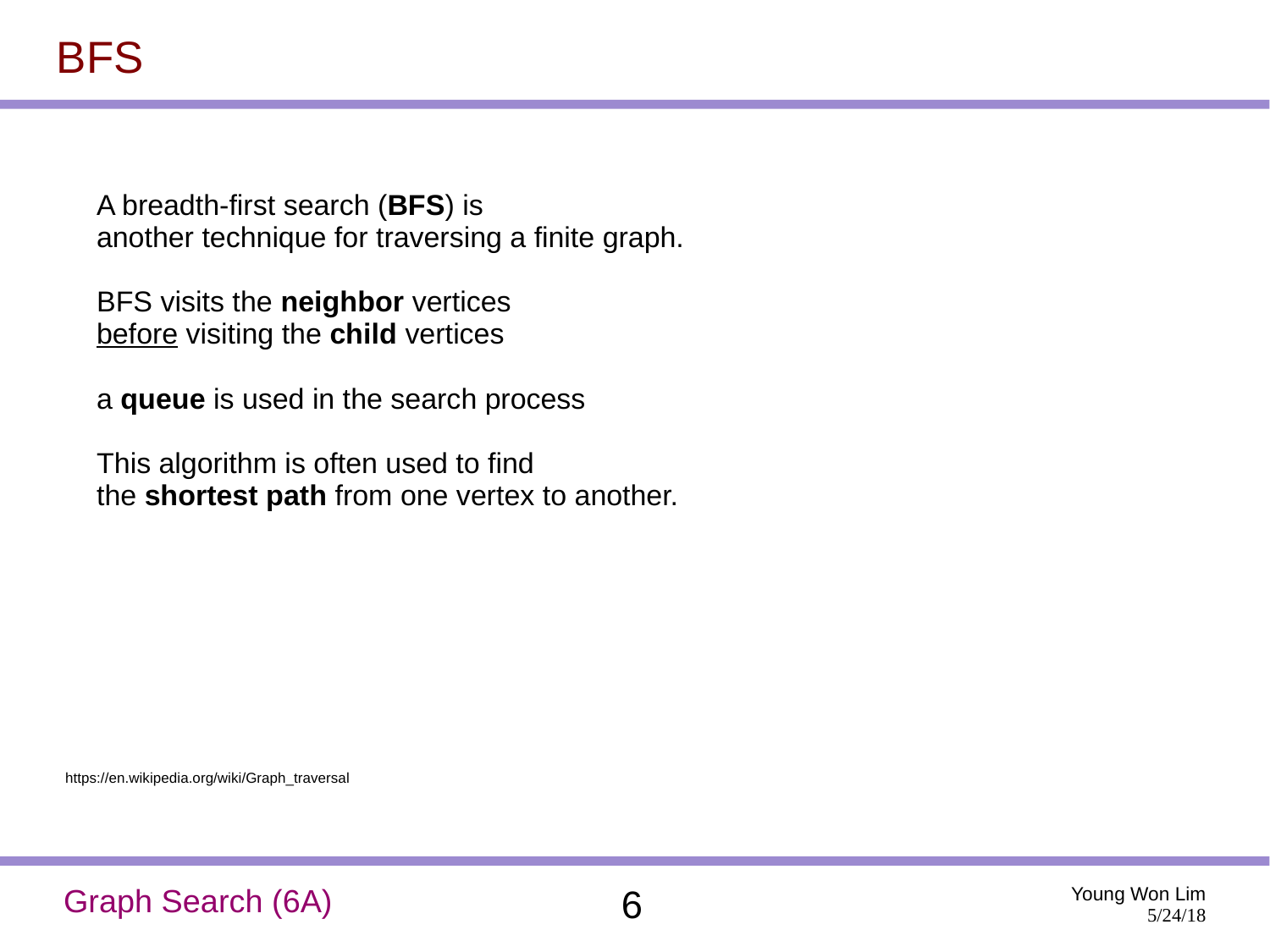# BFS

A breadth-first search (**BFS**) is
another technique for traversing a finite graph.

BFS visits the **neighbor** vertices
before visiting the **child** vertices

a **queue** is used in the search process

This algorithm is often used to find
the **shortest path** from one vertex to another.

https://en.wikipedia.org/wiki/Graph_traversal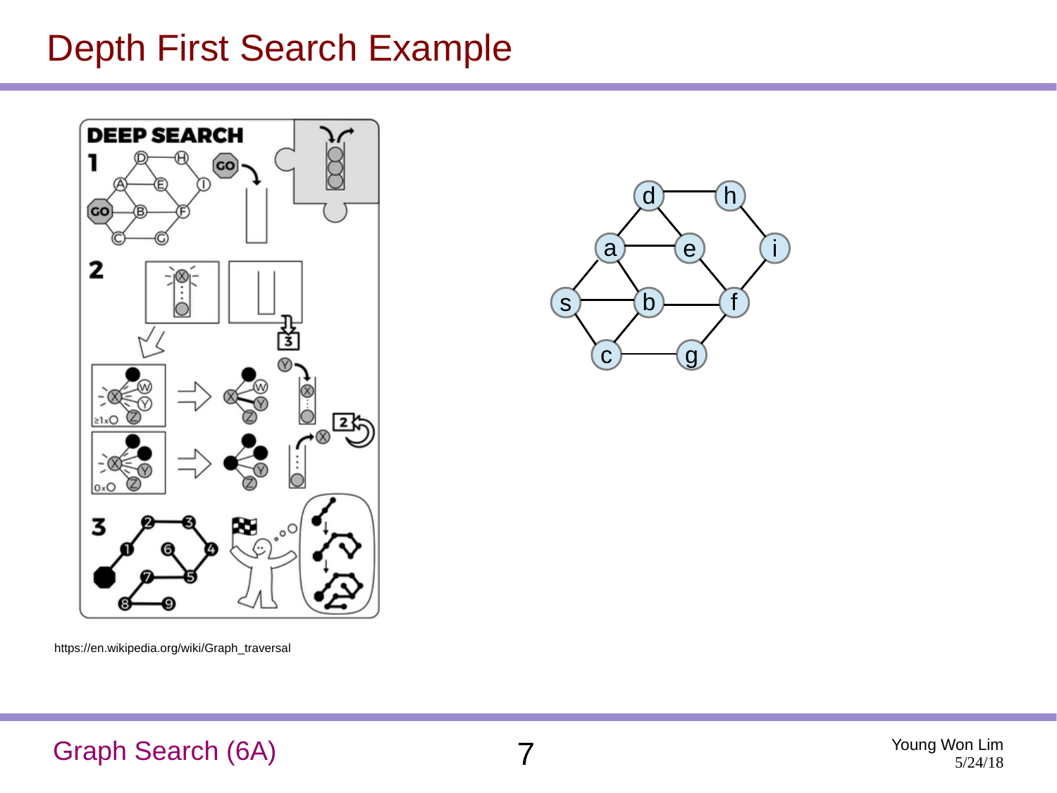# Depth First Search Example

https://en.wikipedia.org/wiki/Graph_traversal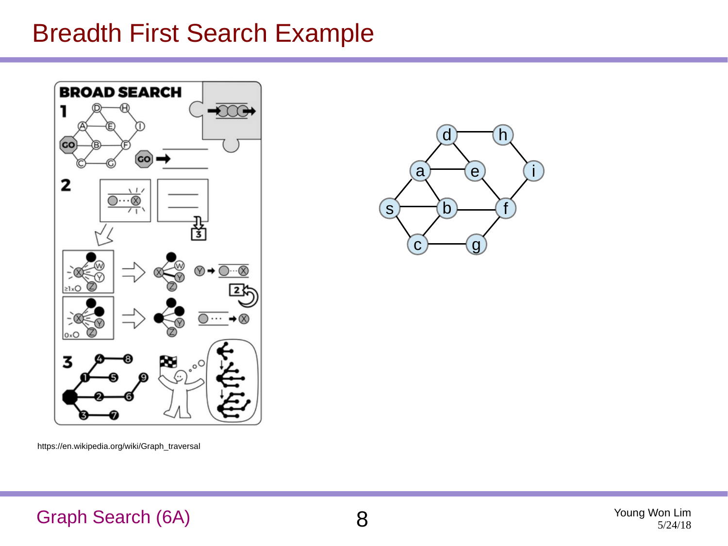# Breadth First Search Example

https://en.wikipedia.org/wiki/Graph_traversal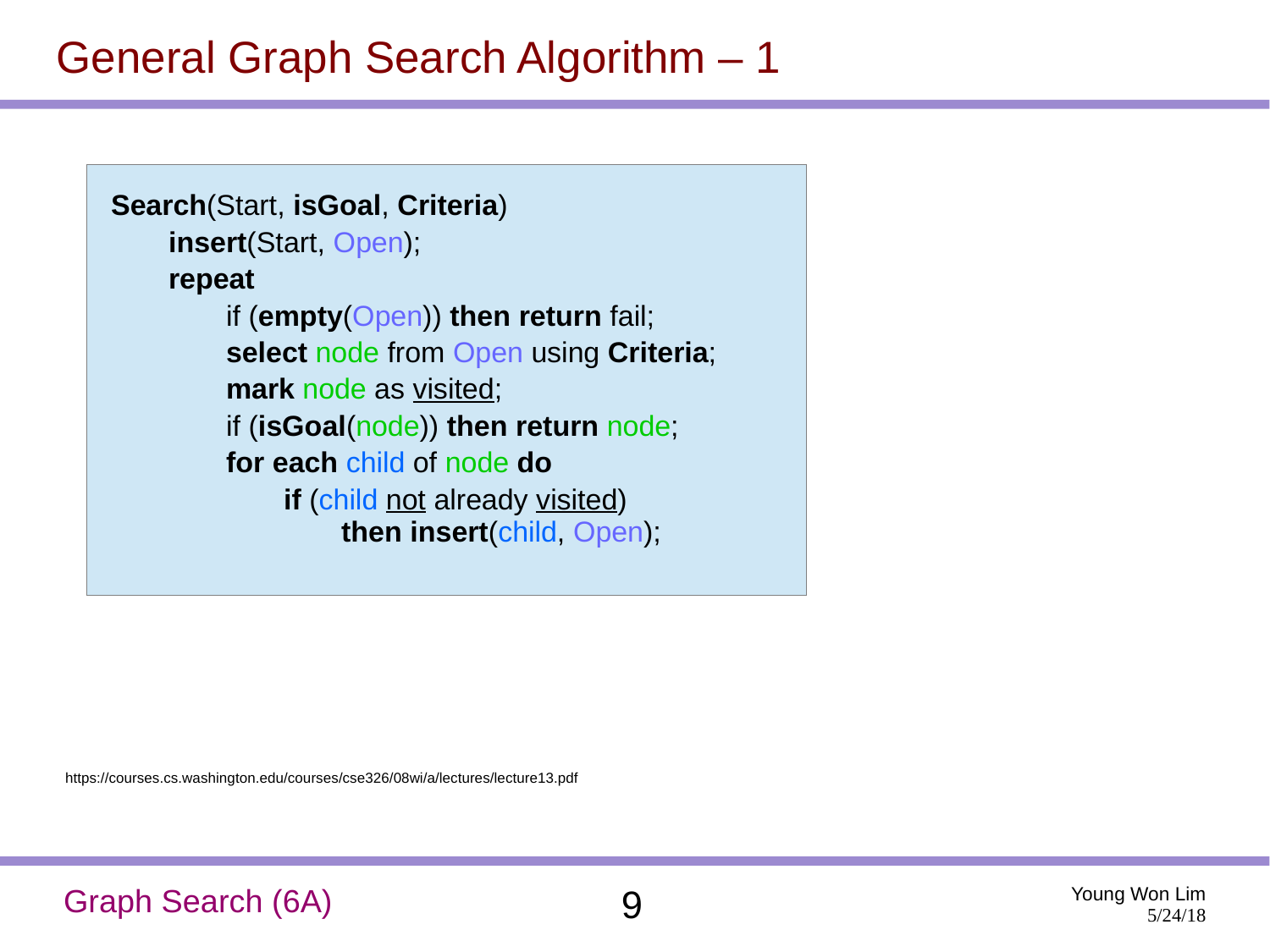# General Graph Search Algorithm – 1

```
Search(Start, isGoal, Criteria)
    insert(Start, Open);
    repeat
        if (empty(Open)) then return fail;
        select node from Open using Criteria;
        mark node as visited;
        if (isGoal(node)) then return node;
        for each child of node do
            if (child not already visited)
                then insert(child, Open);
```

https://courses.cs.washington.edu/courses/cse326/08wi/a/lectures/lecture13.pdf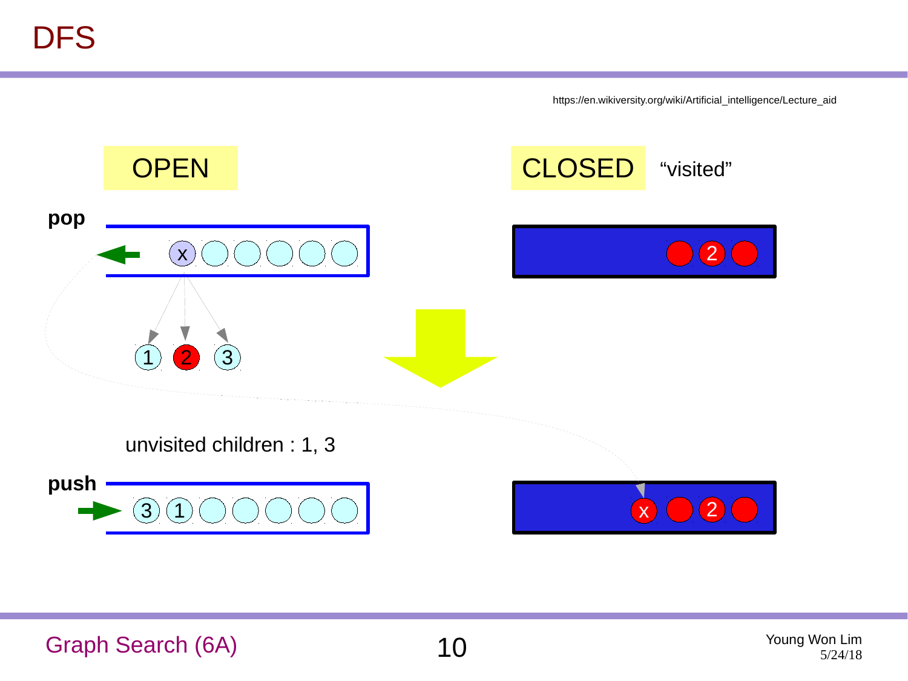# DFS

https://en.wikiversity.org/wiki/Artificial_intelligence/Lecture_aid

OPEN

CLOSED "visited"

**pop**

x

1 2 3

unvisited children : 1, 3

**push**

3 1

x 2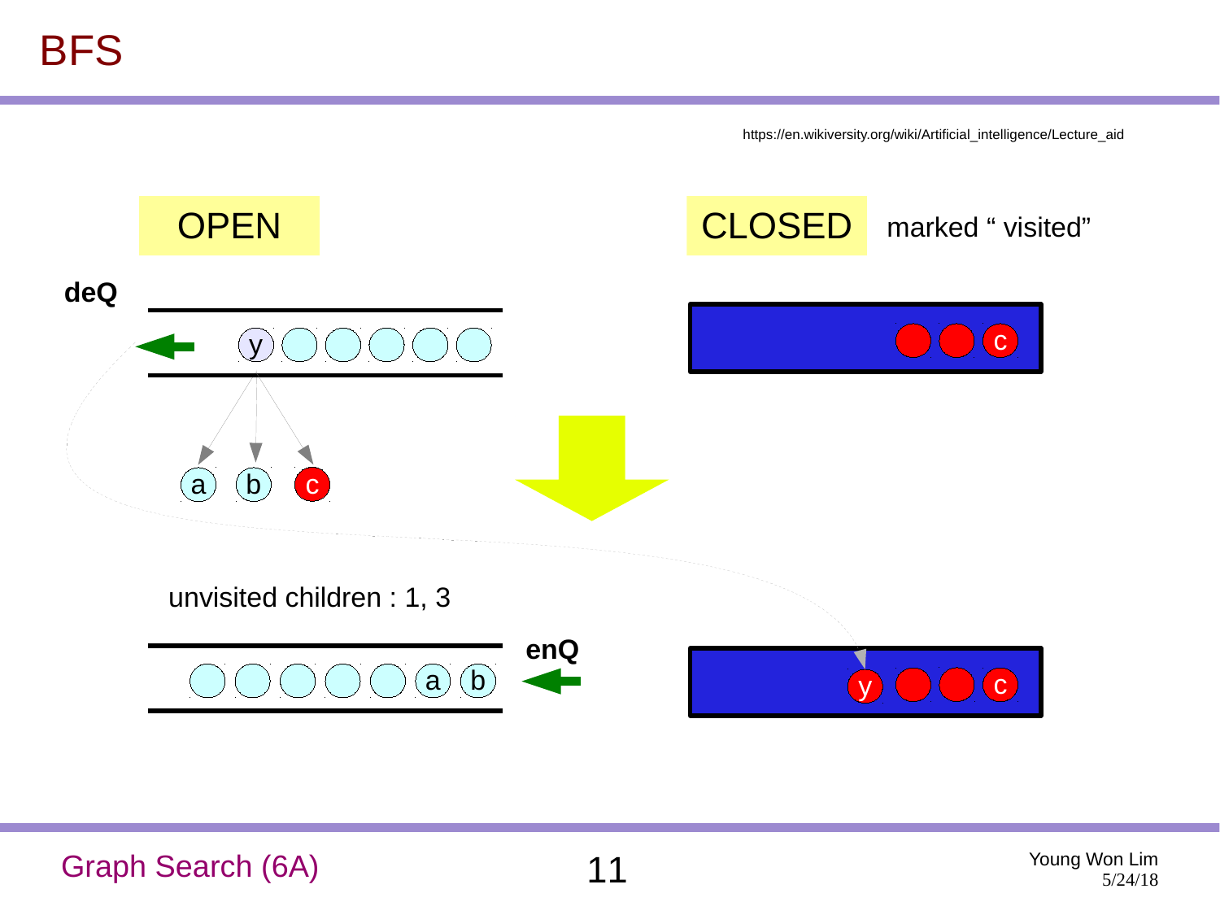# BFS

https://en.wikiversity.org/wiki/Artificial_intelligence/Lecture_aid

OPEN

CLOSED marked " visited"

deQ

y

a b c

c

unvisited children : 1, 3

enQ

a b

y c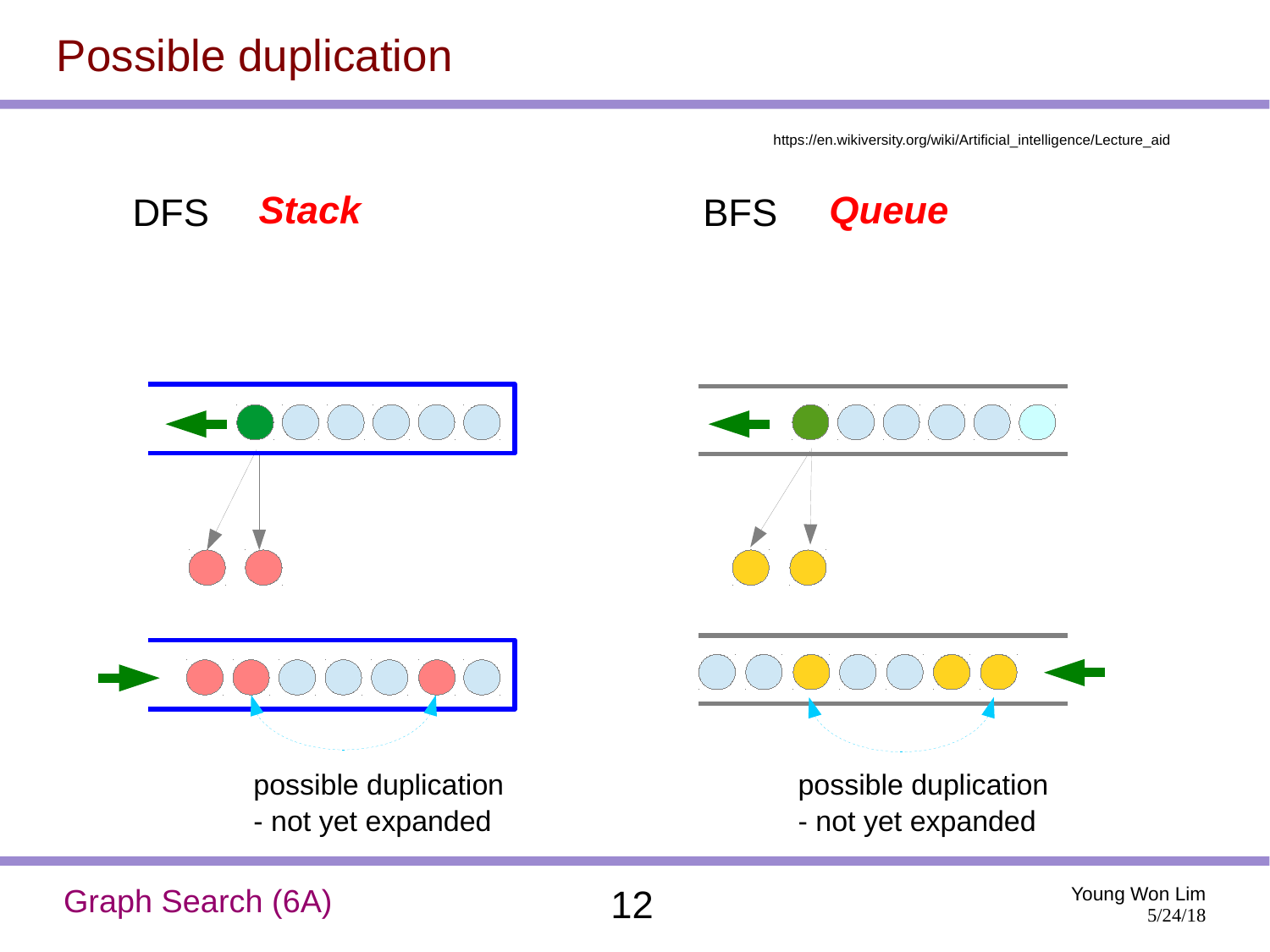# Possible duplication

https://en.wikiversity.org/wiki/Artificial_intelligence/Lecture_aid

DFS ***Stack***

BFS ***Queue***

possible duplication
- not yet expanded

possible duplication
- not yet expanded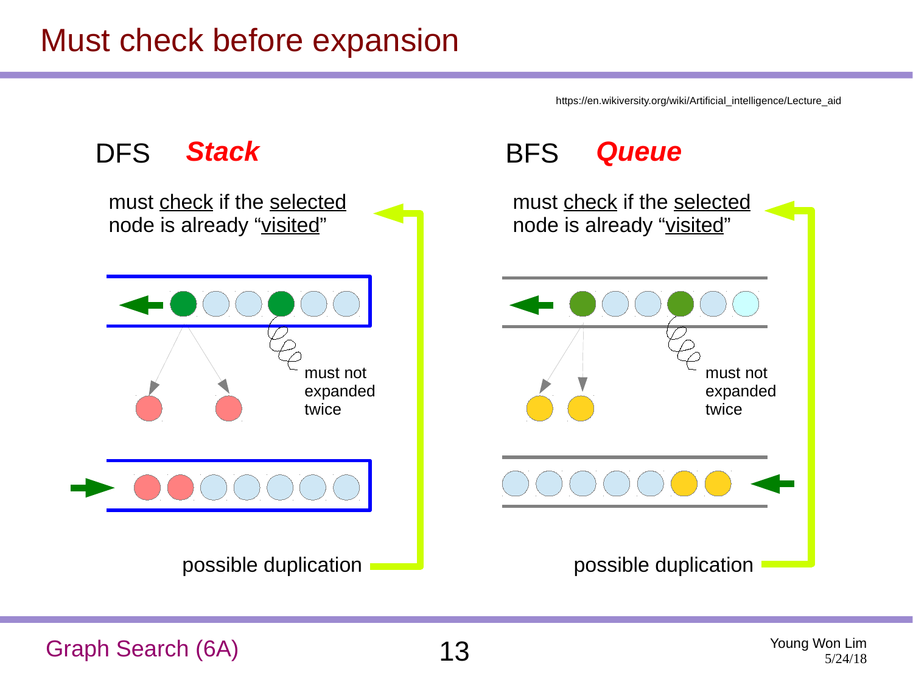# Must check before expansion

https://en.wikiversity.org/wiki/Artificial_intelligence/Lecture_aid

## DFS ***Stack***

must check if the selected node is already "visited"

must not expanded twice

possible duplication

## BFS ***Queue***

must check if the selected node is already "visited"

must not expanded twice

possible duplication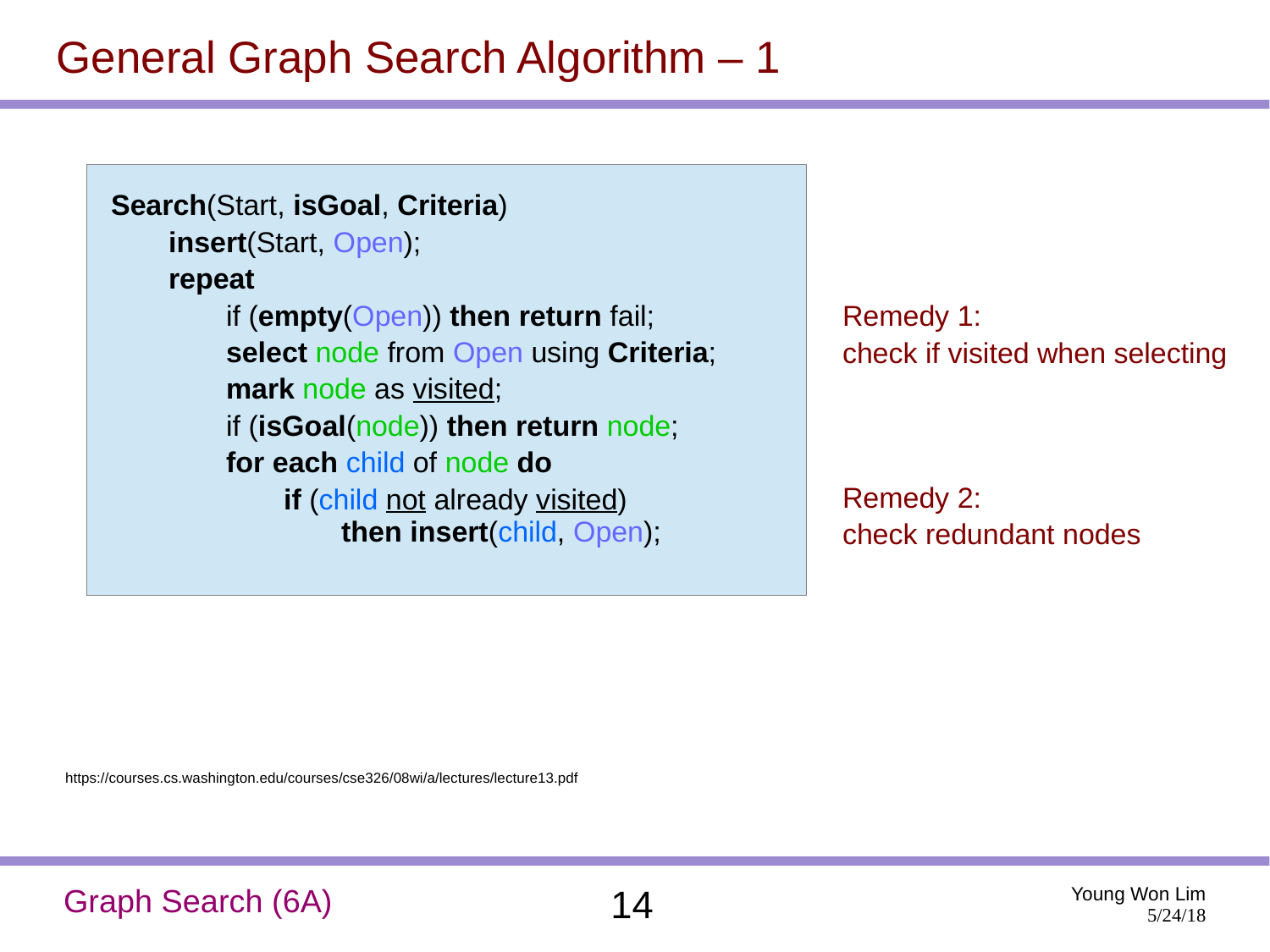# General Graph Search Algorithm – 1

```
Search(Start, isGoal, Criteria)
    insert(Start, Open);
    repeat
        if (empty(Open)) then return fail;
        select node from Open using Criteria;
        mark node as visited;
        if (isGoal(node)) then return node;
        for each child of node do
            if (child not already visited)
                then insert(child, Open);
```

Remedy 1:
check if visited when selecting

Remedy 2:
check redundant nodes

https://courses.cs.washington.edu/courses/cse326/08wi/a/lectures/lecture13.pdf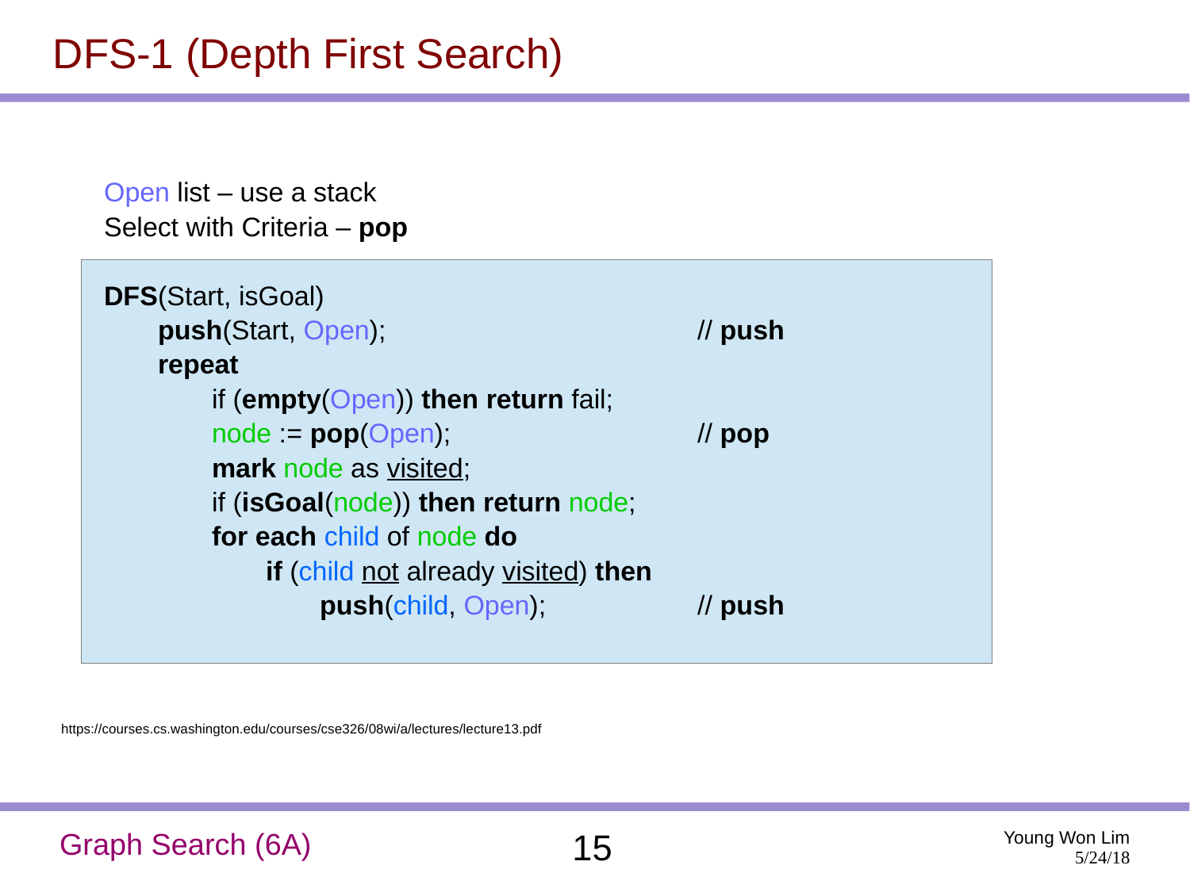# DFS-1 (Depth First Search)

Open list – use a stack
Select with Criteria – **pop**

```
DFS(Start, isGoal)
    push(Start, Open);                          // push
    repeat
        if (empty(Open)) then return fail;
        node := pop(Open);                      // pop
        mark node as visited;
        if (isGoal(node)) then return node;
        for each child of node do
            if (child not already visited) then
                push(child, Open);              // push
```

https://courses.cs.washington.edu/courses/cse326/08wi/a/lectures/lecture13.pdf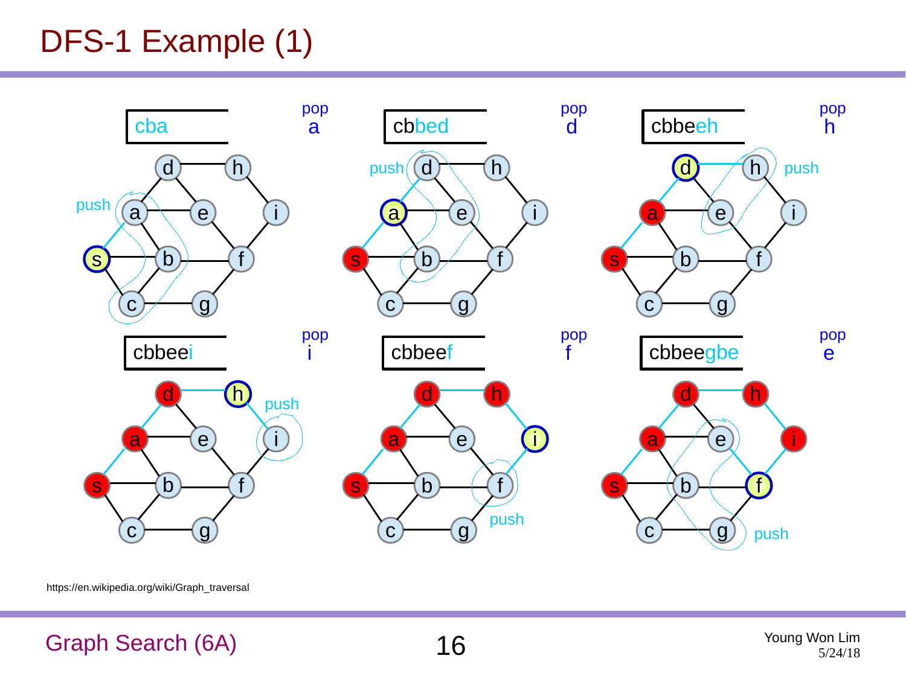# DFS-1 Example (1)

cba — push, pop a

cbbed — push, pop d

cbbeeh — push, pop h

cbbeei — push, pop i

cbbeef — push, pop f

cbbeegbe — push, pop e

https://en.wikipedia.org/wiki/Graph_traversal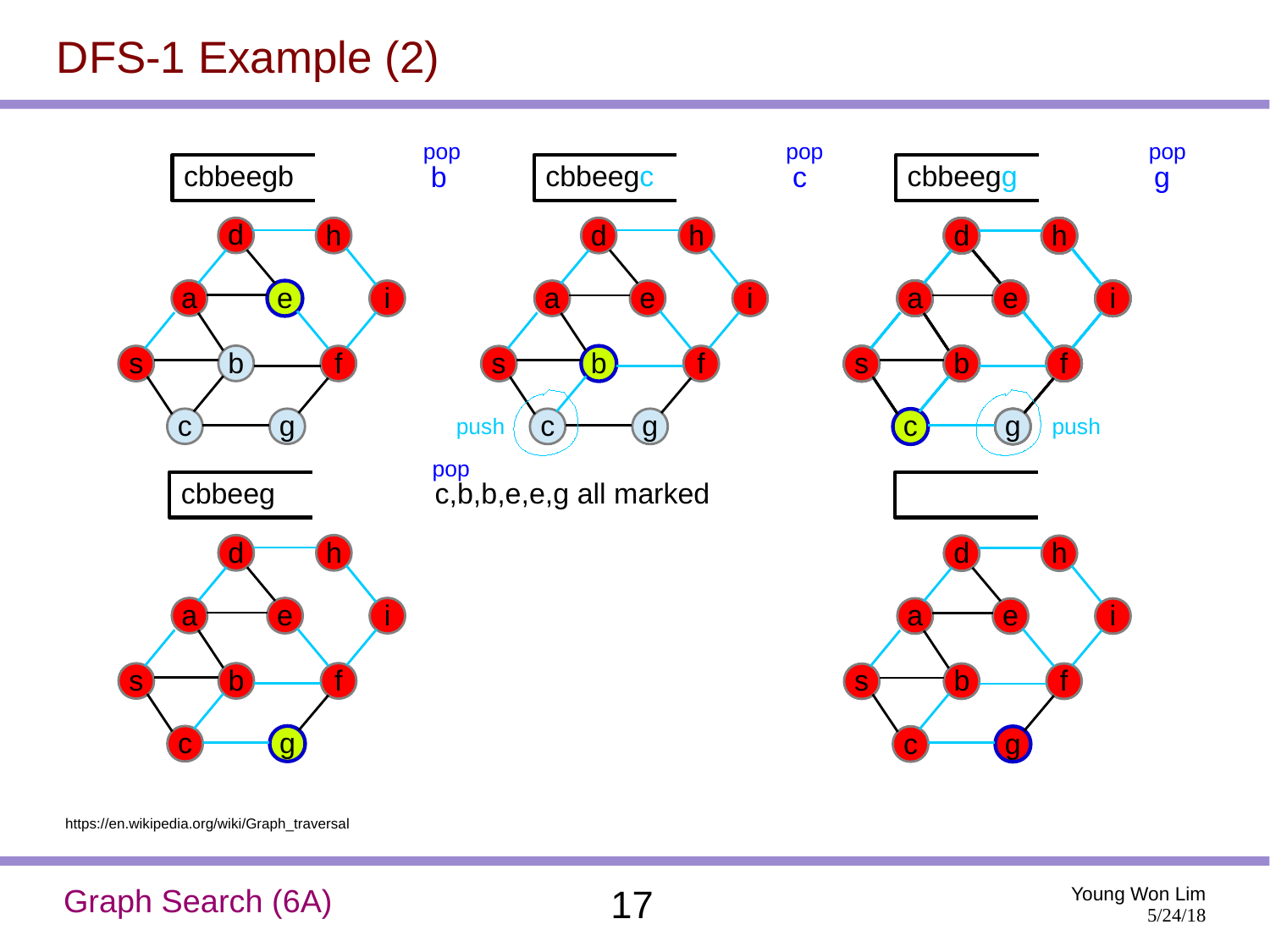# DFS-1 Example (2)

cbbeegb — pop b

cbbeegc — pop c — push c

cbbeegg — pop g — push g

cbbeeg

pop
c,b,b,e,e,g all marked

https://en.wikipedia.org/wiki/Graph_traversal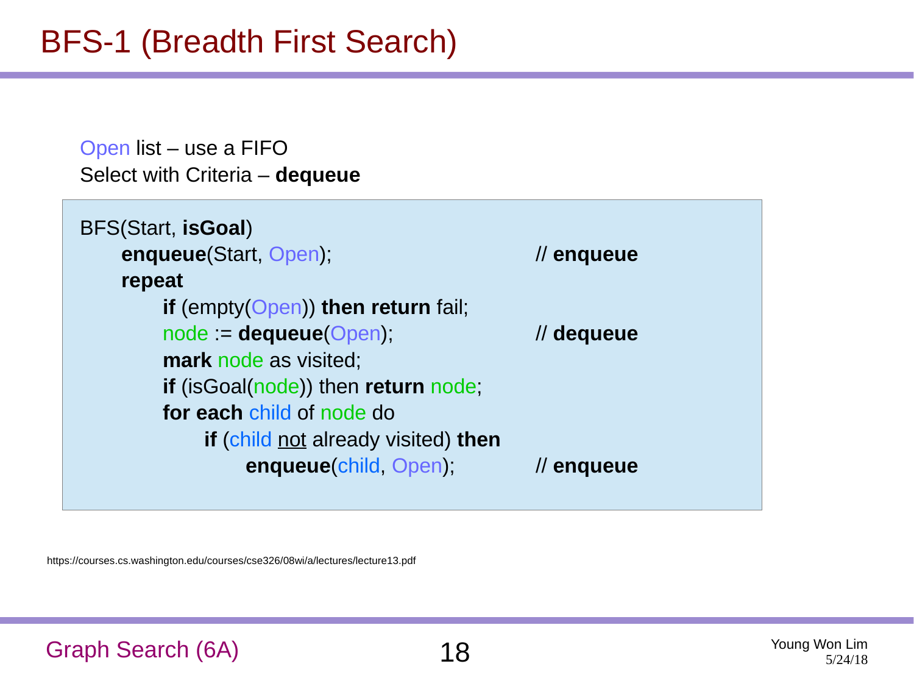# BFS-1 (Breadth First Search)

Open list – use a FIFO
Select with Criteria – **dequeue**

```
BFS(Start, isGoal)
    enqueue(Start, Open);                              // enqueue
    repeat
        if (empty(Open)) then return fail;
        node := dequeue(Open);                         // dequeue
        mark node as visited;
        if (isGoal(node)) then return node;
        for each child of node do
            if (child not already visited) then
                enqueue(child, Open);                  // enqueue
```

https://courses.cs.washington.edu/courses/cse326/08wi/a/lectures/lecture13.pdf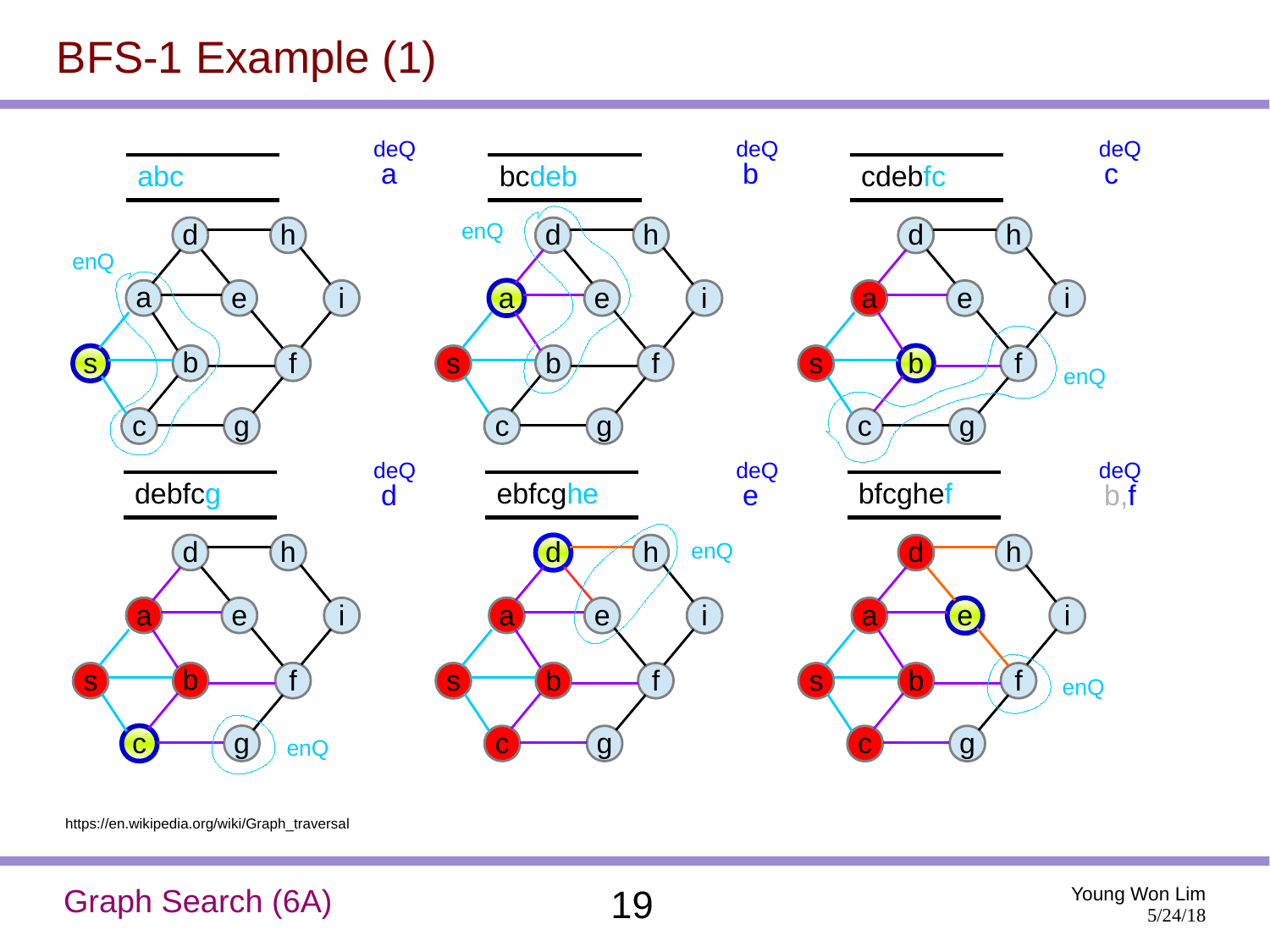# BFS-1 Example (1)

| Queue | Action |
|---|---|
| abc | deQ a |
| bcdeb | deQ b |
| cdebfc | deQ c |
| debfcg | deQ d |
| ebfcghe | deQ e |
| bfcghef | deQ b,f |

enQ

https://en.wikipedia.org/wiki/Graph_traversal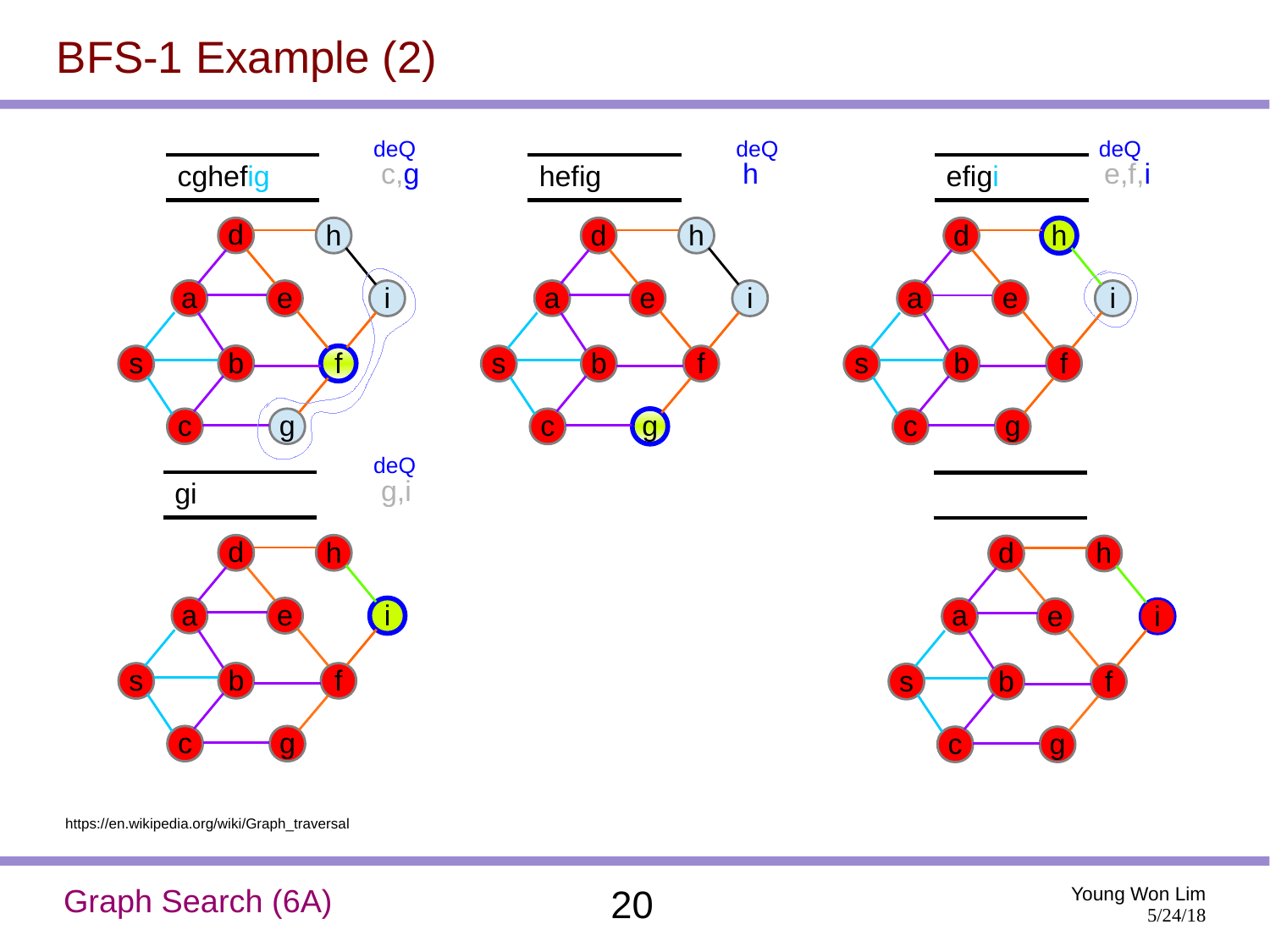# BFS-1 Example (2)

cghefig

deQ
c,g

hefig

deQ
h

efigi

deQ
e,f,i

gi

deQ
g,i

https://en.wikipedia.org/wiki/Graph_traversal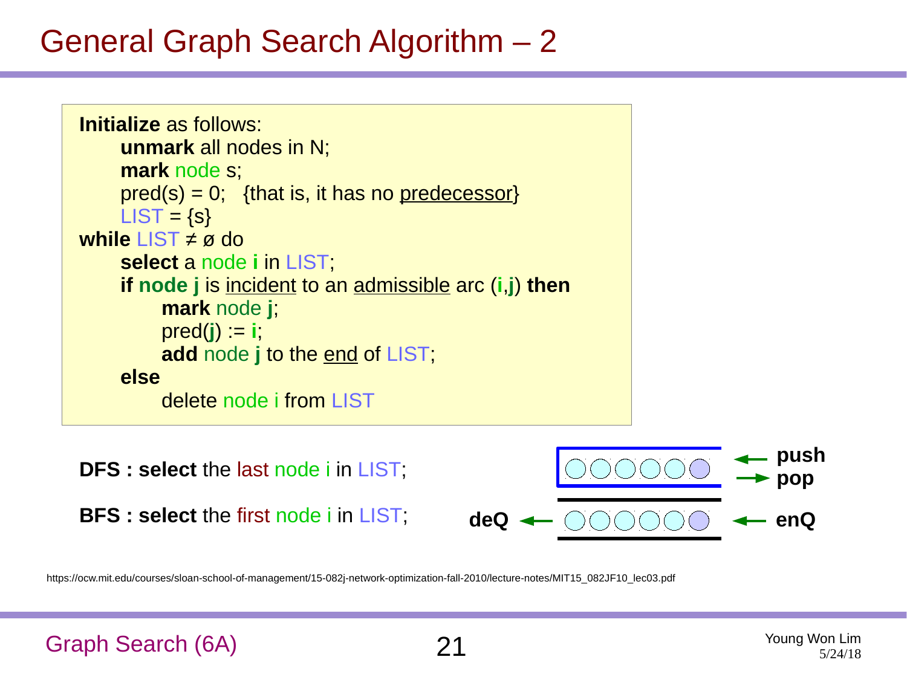# General Graph Search Algorithm – 2

```
Initialize as follows:
    unmark all nodes in N;
    mark node s;
    pred(s) = 0;   {that is, it has no predecessor}
    LIST = {s}
while LIST ≠ ø do
    select a node i in LIST;
    if node j is incident to an admissible arc (i,j) then
        mark node j;
        pred(j) := i;
        add node j to the end of LIST;
    else
        delete node i from LIST
```

**DFS : select** the last node i in LIST;

**BFS : select** the first node i in LIST;

**push** / **pop**

**deQ** / **enQ**

https://ocw.mit.edu/courses/sloan-school-of-management/15-082j-network-optimization-fall-2010/lecture-notes/MIT15_082JF10_lec03.pdf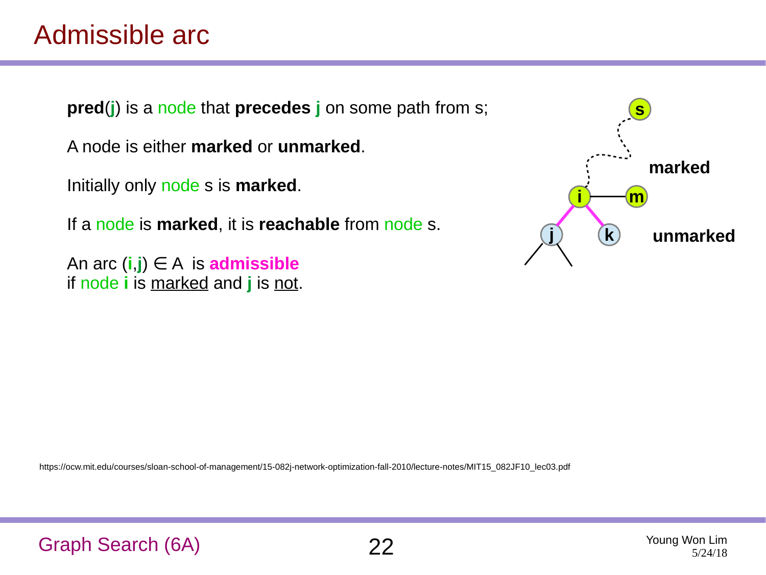# Admissible arc

**pred**(**j**) is a node that **precedes j** on some path from s;

A node is either **marked** or **unmarked**.

Initially only node s is **marked**.

If a node is **marked**, it is **reachable** from node s.

An arc (**i**,**j**) ∈ A is **admissible**
if node **i** is marked and **j** is not.

marked

unmarked

https://ocw.mit.edu/courses/sloan-school-of-management/15-082j-network-optimization-fall-2010/lecture-notes/MIT15_082JF10_lec03.pdf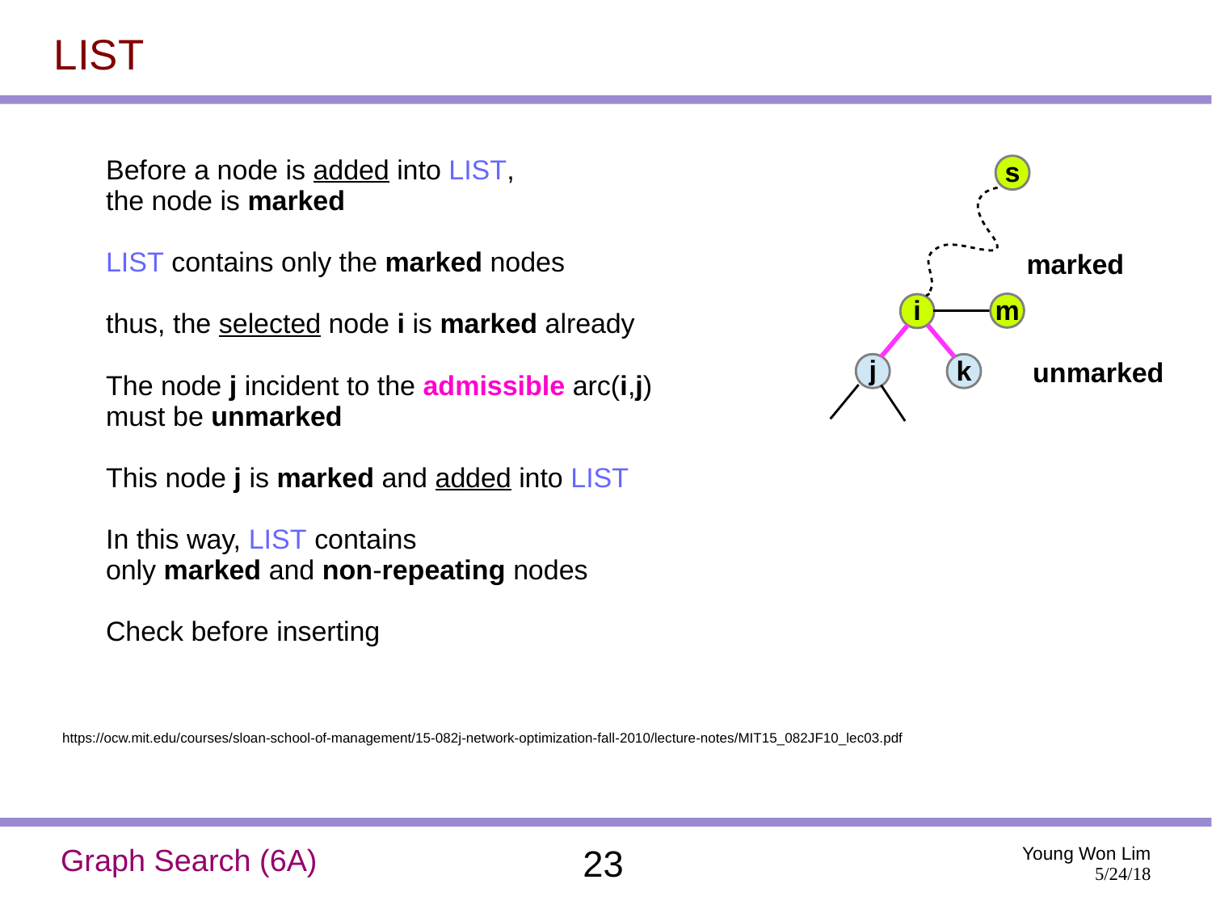# LIST

Before a node is added into LIST, the node is **marked**

LIST contains only the **marked** nodes

thus, the selected node **i** is **marked** already

The node **j** incident to the **admissible** arc(**i**,**j**) must be **unmarked**

This node **j** is **marked** and added into LIST

In this way, LIST contains only **marked** and **non**-**repeating** nodes

Check before inserting

https://ocw.mit.edu/courses/sloan-school-of-management/15-082j-network-optimization-fall-2010/lecture-notes/MIT15_082JF10_lec03.pdf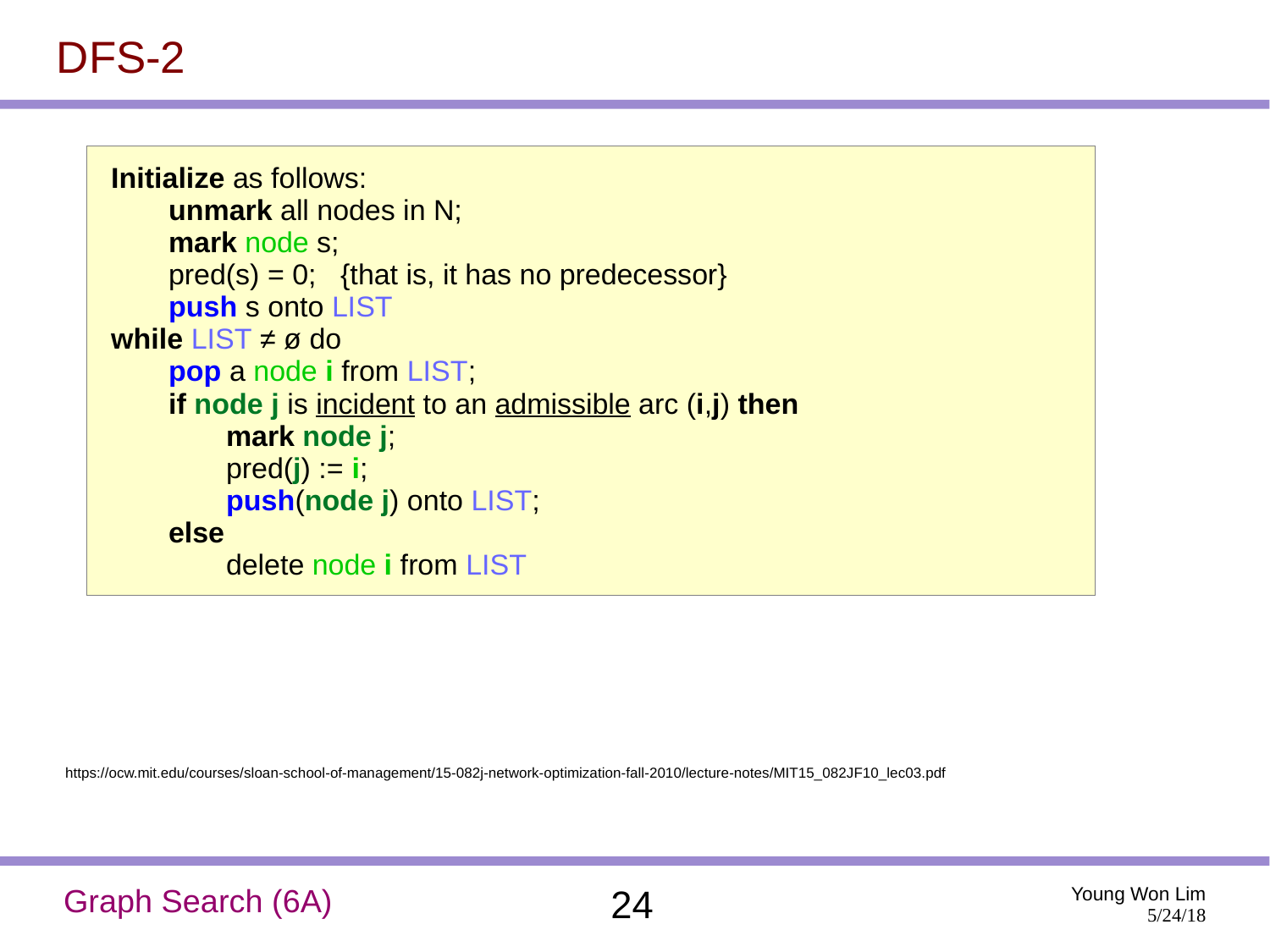# DFS-2

```
Initialize as follows:
     unmark all nodes in N;
     mark node s;
     pred(s) = 0;   {that is, it has no predecessor}
     push s onto LIST
while LIST ≠ ø do
     pop a node i from LIST;
     if node j is incident to an admissible arc (i,j) then
          mark node j;
          pred(j) := i;
          push(node j) onto LIST;
     else
          delete node i from LIST
```

https://ocw.mit.edu/courses/sloan-school-of-management/15-082j-network-optimization-fall-2010/lecture-notes/MIT15_082JF10_lec03.pdf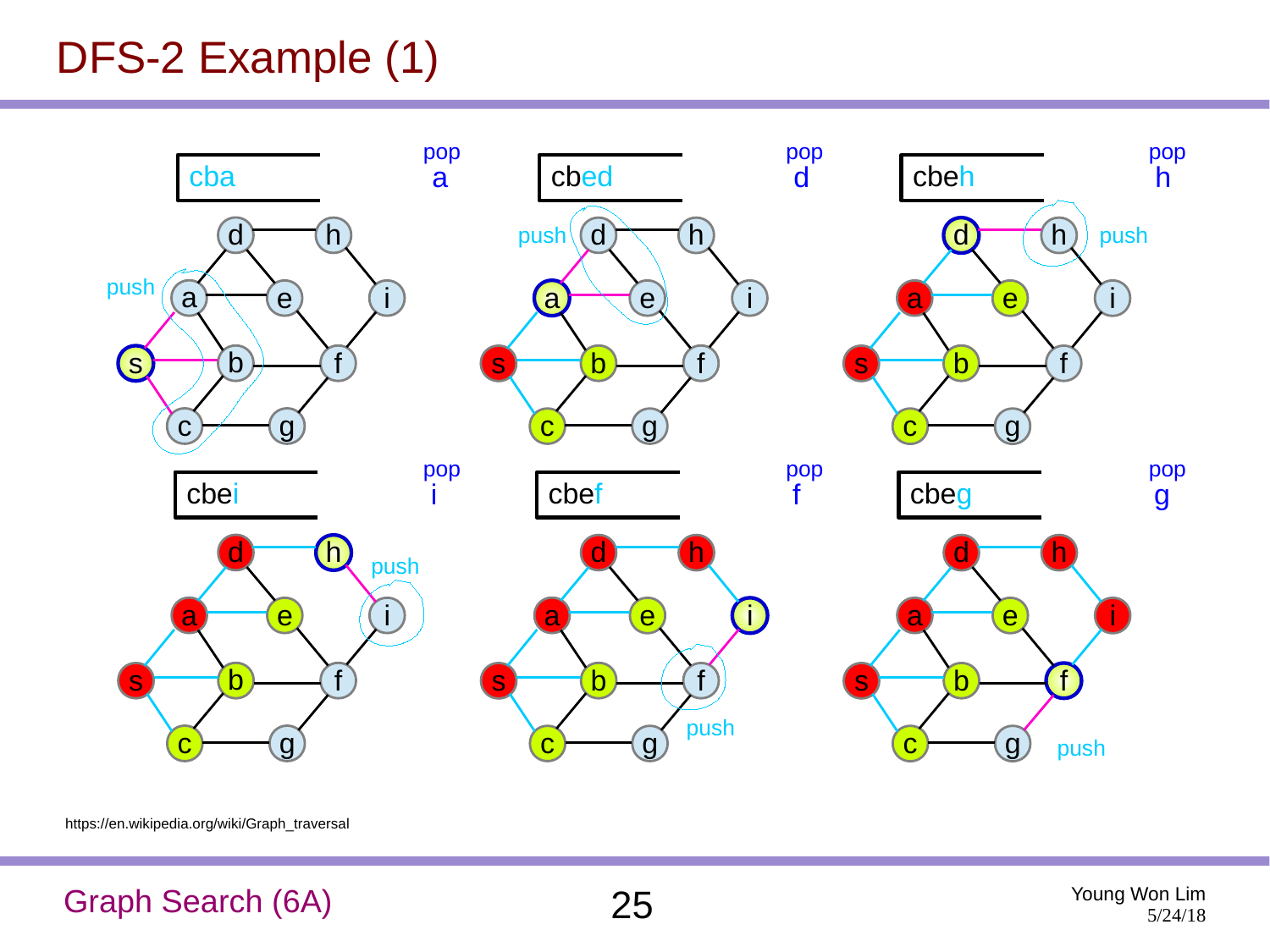# DFS-2 Example (1)

| Stack | Action |
|---|---|
| cba | pop a |
| cbed | pop d |
| cbeh | pop h |
| cbei | pop i |
| cbef | pop f |
| cbeg | pop g |

push

https://en.wikipedia.org/wiki/Graph_traversal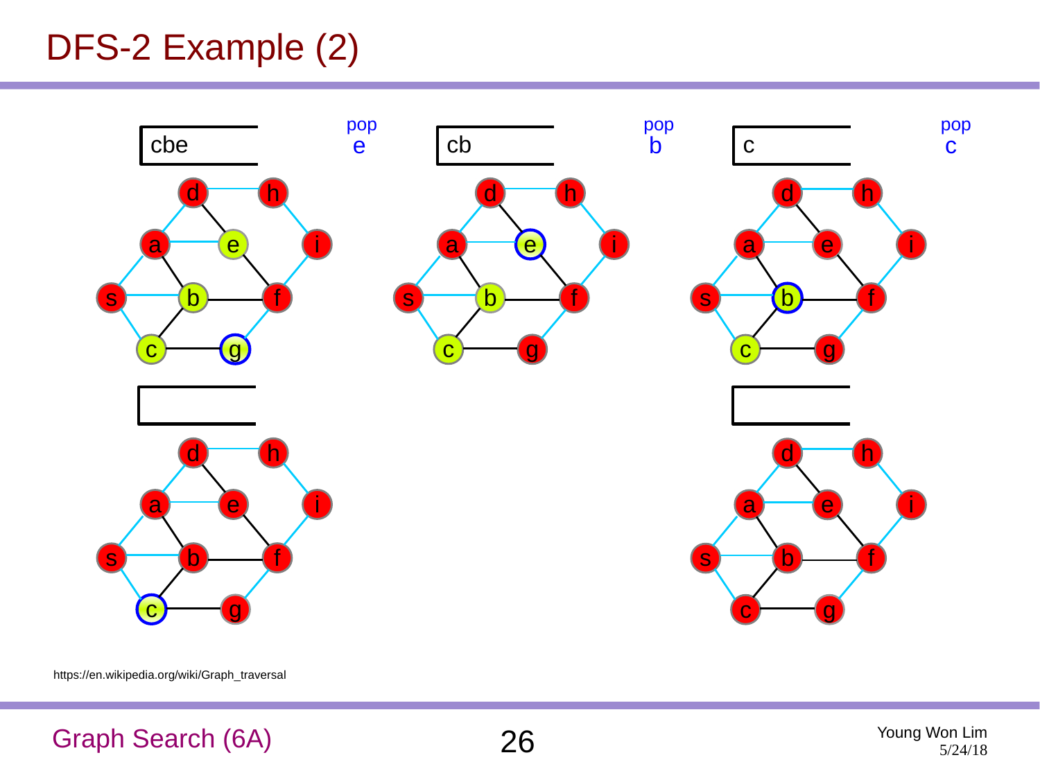# DFS-2 Example (2)

cbe

pop e

cb

pop b

c

pop c

https://en.wikipedia.org/wiki/Graph_traversal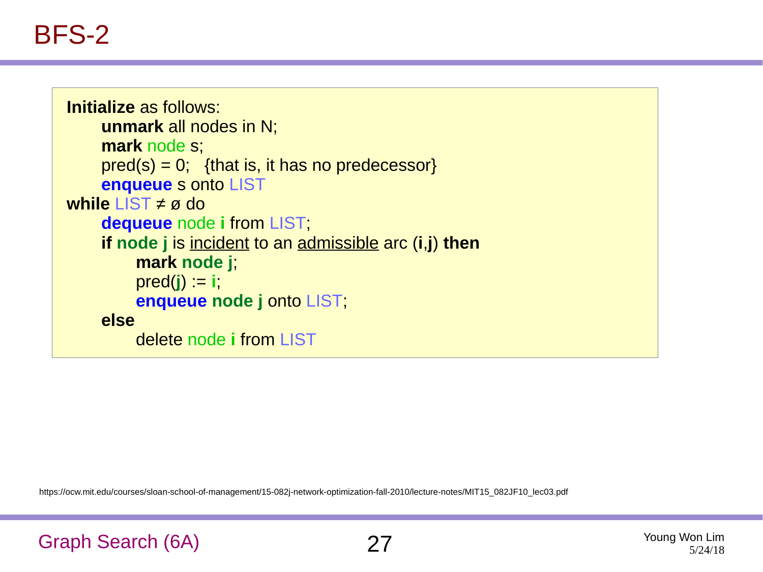# BFS-2

```
Initialize as follows:
    unmark all nodes in N;
    mark node s;
    pred(s) = 0;   {that is, it has no predecessor}
    enqueue s onto LIST
while LIST ≠ ø do
    dequeue node i from LIST;
    if node j is incident to an admissible arc (i,j) then
        mark node j;
        pred(j) := i;
        enqueue node j onto LIST;
    else
        delete node i from LIST
```

https://ocw.mit.edu/courses/sloan-school-of-management/15-082j-network-optimization-fall-2010/lecture-notes/MIT15_082JF10_lec03.pdf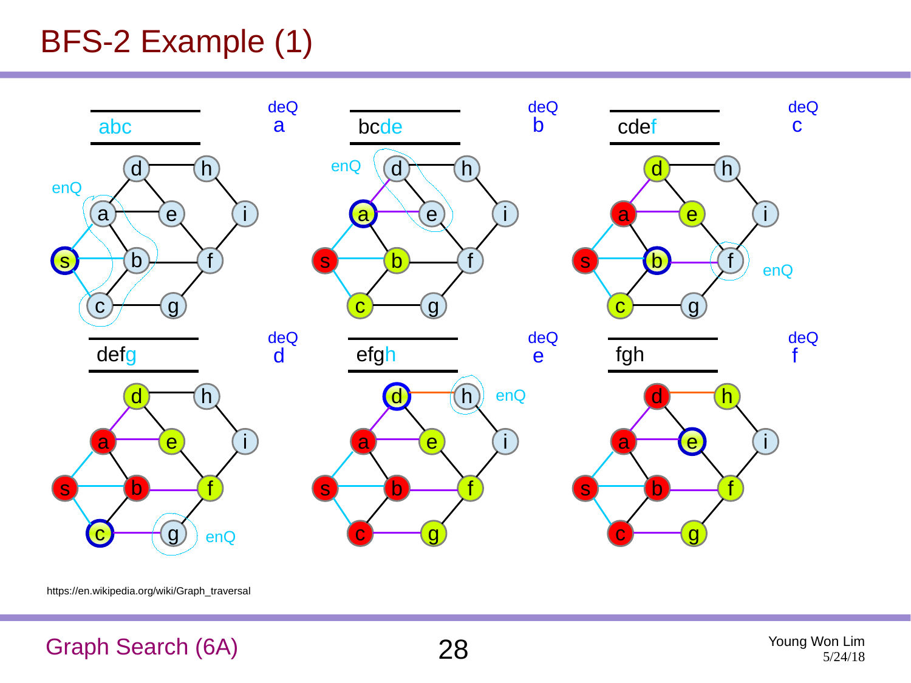# BFS-2 Example (1)

abc — deQ a — enQ

bcde — deQ b — enQ

cdef — deQ c — enQ

defg — deQ d — enQ

efgh — deQ e — enQ

fgh — deQ f

https://en.wikipedia.org/wiki/Graph_traversal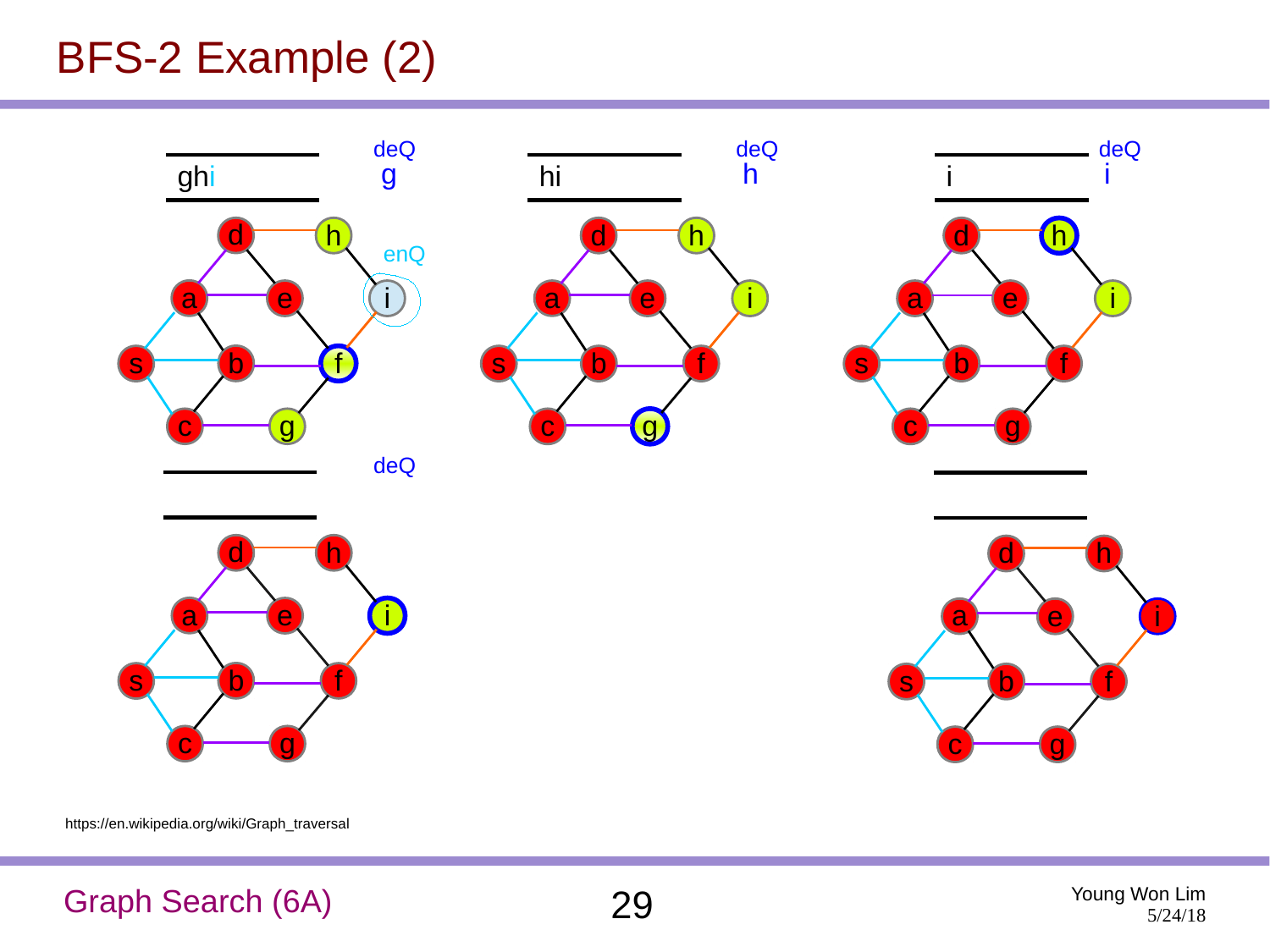# BFS-2 Example (2)

ghi — deQ g — enQ i

hi — deQ h

i — deQ i

deQ

https://en.wikipedia.org/wiki/Graph_traversal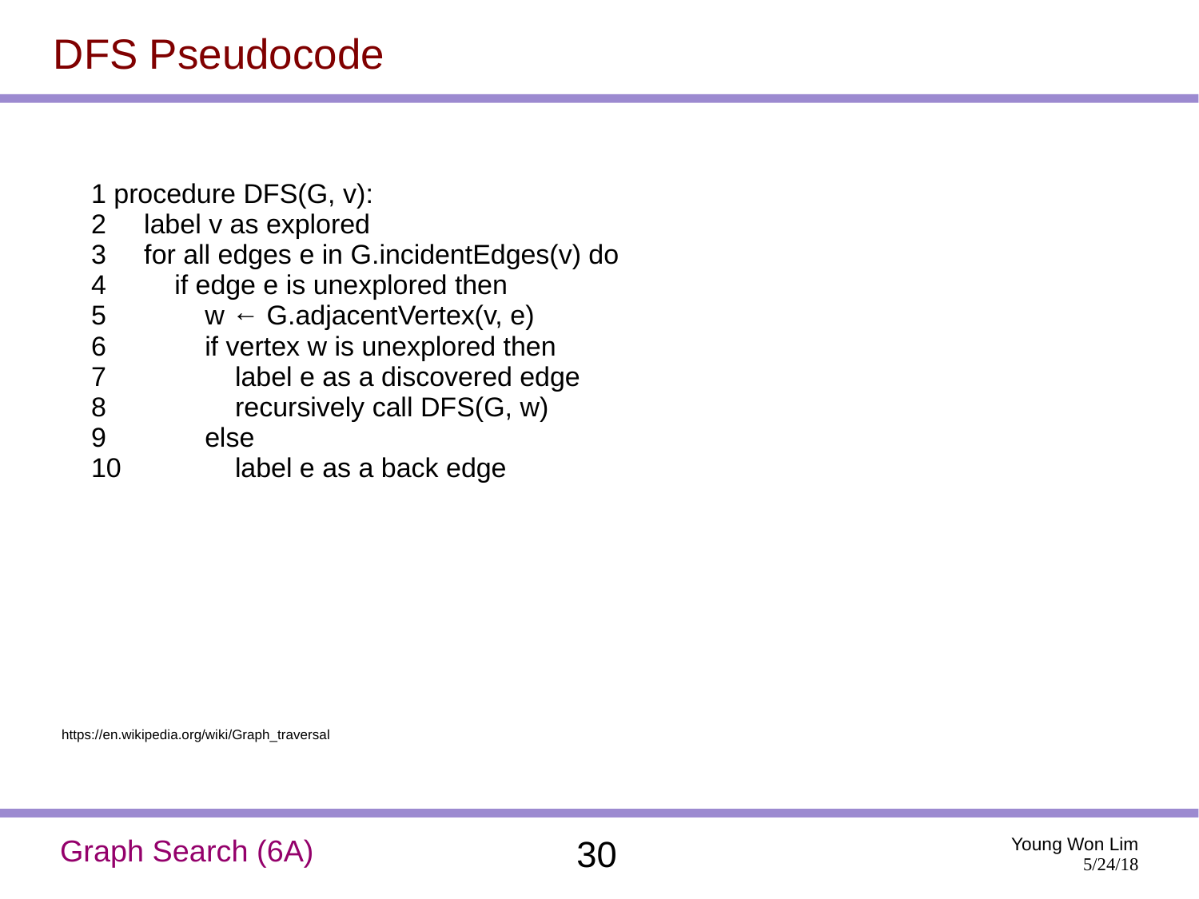# DFS Pseudocode

```
1 procedure DFS(G, v):
2     label v as explored
3     for all edges e in G.incidentEdges(v) do
4         if edge e is unexplored then
5             w ← G.adjacentVertex(v, e)
6             if vertex w is unexplored then
7                 label e as a discovered edge
8                 recursively call DFS(G, w)
9             else
10                label e as a back edge
```

https://en.wikipedia.org/wiki/Graph_traversal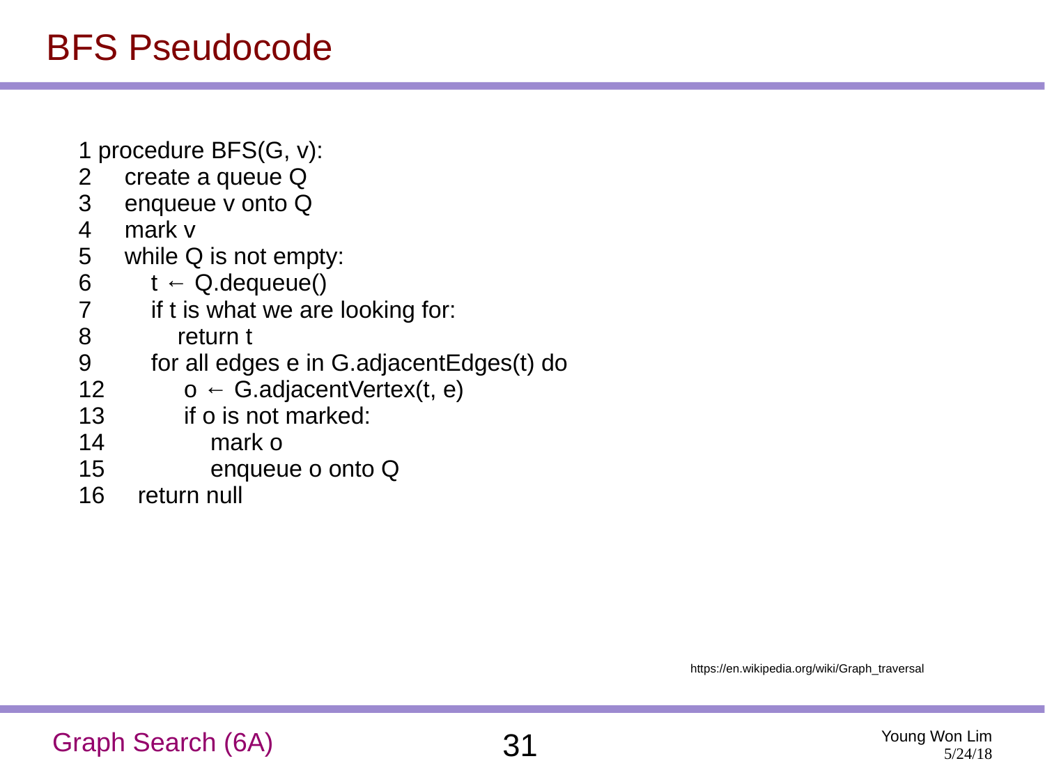# BFS Pseudocode

```
1 procedure BFS(G, v):
2     create a queue Q
3     enqueue v onto Q
4     mark v
5     while Q is not empty:
6         t ← Q.dequeue()
7         if t is what we are looking for:
8             return t
9         for all edges e in G.adjacentEdges(t) do
12            o ← G.adjacentVertex(t, e)
13            if o is not marked:
14                mark o
15                enqueue o onto Q
16     return null
```

https://en.wikipedia.org/wiki/Graph_traversal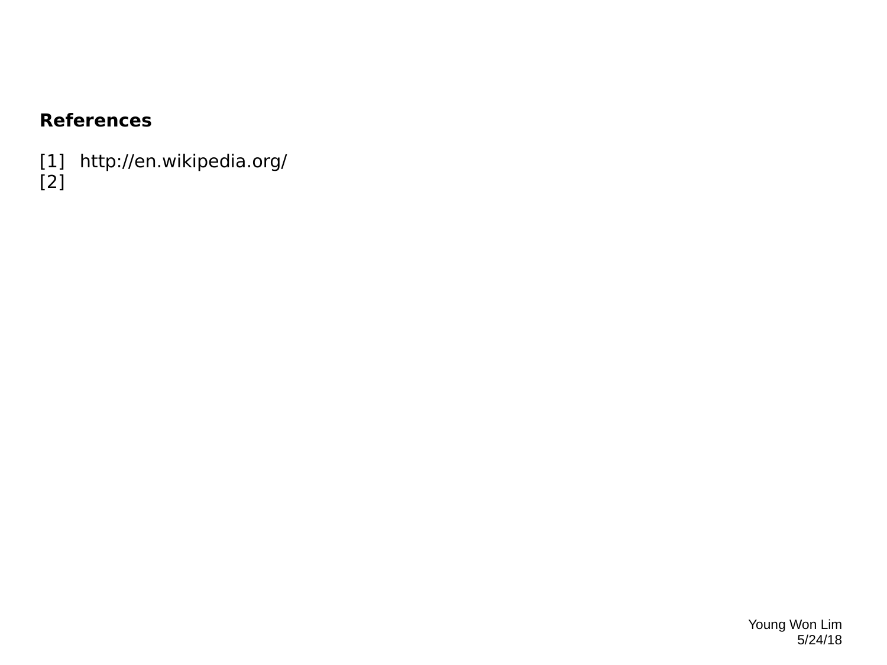**References**

[1] http://en.wikipedia.org/
[2]